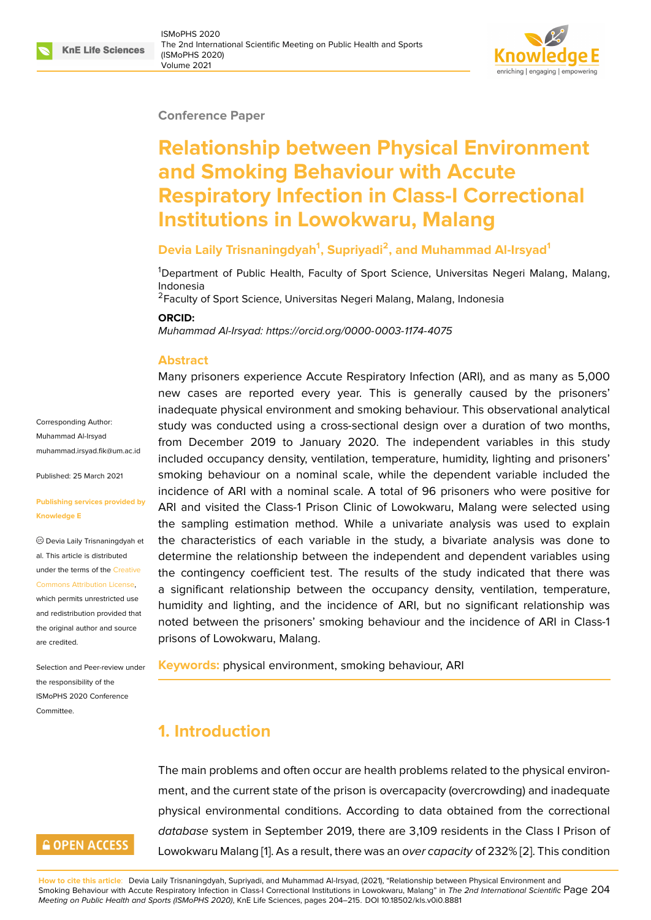Conference Paper

# Relationship between Physical Environment and Smoking Behaviour with Accute Respiratory Infection in Class-I Correctional Institutions in Lowokwaru, Malang

**Devia Laily Trisnaningdyah[1], Supriyadi[2], and Muhammad Al-Irsyad[1]**

[1]Department of Public Health, Faculty of Sport Science, Universitas Negeri Malang, Malang, Indonesia
[2]Faculty of Sport Science, Universitas Negeri Malang, Malang, Indonesia

**ORCID:**
*Muhammad Al-Irsyad: https://orcid.org/0000-0003-1174-4075*

Corresponding Author: Muhammad Al-Irsyad muhammad.irsyad.fik@um.ac.id

Published: 25 March 2021

**Publishing services provided by Knowledge E**

© Devia Laily Trisnaningdyah et al. This article is distributed under the terms of the Creative Commons Attribution License, which permits unrestricted use and redistribution provided that the original author and source are credited.

Selection and Peer-review under the responsibility of the ISMoPHS 2020 Conference Committee.

## Abstract

Many prisoners experience Accute Respiratory Infection (ARI), and as many as 5,000 new cases are reported every year. This is generally caused by the prisoners' inadequate physical environment and smoking behaviour. This observational analytical study was conducted using a cross-sectional design over a duration of two months, from December 2019 to January 2020. The independent variables in this study included occupancy density, ventilation, temperature, humidity, lighting and prisoners' smoking behaviour on a nominal scale, while the dependent variable included the incidence of ARI with a nominal scale. A total of 96 prisoners who were positive for ARI and visited the Class-1 Prison Clinic of Lowokwaru, Malang were selected using the sampling estimation method. While a univariate analysis was used to explain the characteristics of each variable in the study, a bivariate analysis was done to determine the relationship between the independent and dependent variables using the contingency coefficient test. The results of the study indicated that there was a significant relationship between the occupancy density, ventilation, temperature, humidity and lighting, and the incidence of ARI, but no significant relationship was noted between the prisoners' smoking behaviour and the incidence of ARI in Class-1 prisons of Lowokwaru, Malang.

**Keywords:** physical environment, smoking behaviour, ARI

## 1. Introduction

The main problems and often occur are health problems related to the physical environment, and the current state of the prison is overcapacity (overcrowding) and inadequate physical environmental conditions. According to data obtained from the correctional *database* system in September 2019, there are 3,109 residents in the Class I Prison of Lowokwaru Malang [1]. As a result, there was an *over capacity* of 232% [2]. This condition

**How to cite this article**: Devia Laily Trisnaningdyah, Supriyadi, and Muhammad Al-Irsyad, (2021), "Relationship between Physical Environment and Smoking Behaviour with Accute Respiratory Infection in Class-I Correctional Institutions in Lowokwaru, Malang" in *The 2nd International Scientific Meeting on Public Health and Sports (ISMoPHS 2020)*, KnE Life Sciences, pages 204–215. DOI 10.18502/kls.v0i0.8881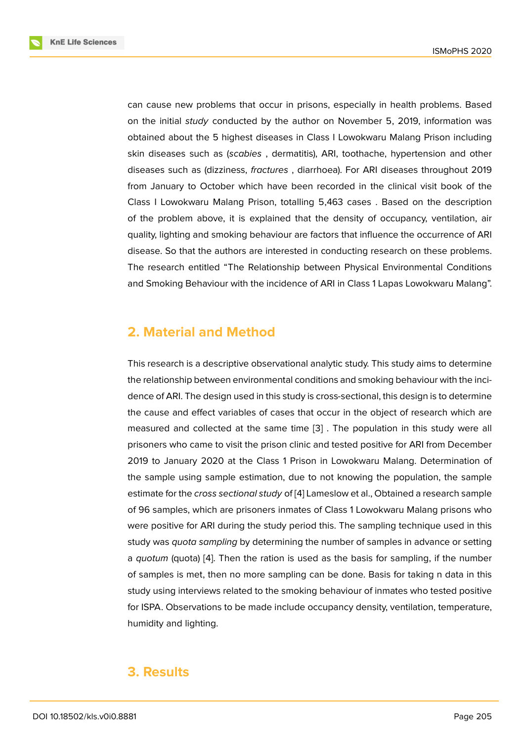can cause new problems that occur in prisons, especially in health problems. Based on the initial *study* conducted by the author on November 5, 2019, information was obtained about the 5 highest diseases in Class I Lowokwaru Malang Prison including skin diseases such as (*scabies* , dermatitis), ARI, toothache, hypertension and other diseases such as (dizziness, *fractures* , diarrhoea). For ARI diseases throughout 2019 from January to October which have been recorded in the clinical visit book of the Class I Lowokwaru Malang Prison, totalling 5,463 cases . Based on the description of the problem above, it is explained that the density of occupancy, ventilation, air quality, lighting and smoking behaviour are factors that influence the occurrence of ARI disease. So that the authors are interested in conducting research on these problems. The research entitled "The Relationship between Physical Environmental Conditions and Smoking Behaviour with the incidence of ARI in Class 1 Lapas Lowokwaru Malang".

## 2. Material and Method

This research is a descriptive observational analytic study. This study aims to determine the relationship between environmental conditions and smoking behaviour with the incidence of ARI. The design used in this study is cross-sectional, this design is to determine the cause and effect variables of cases that occur in the object of research which are measured and collected at the same time [3] . The population in this study were all prisoners who came to visit the prison clinic and tested positive for ARI from December 2019 to January 2020 at the Class 1 Prison in Lowokwaru Malang. Determination of the sample using sample estimation, due to not knowing the population, the sample estimate for the *cross sectional study* of [4] Lameslow et al., Obtained a research sample of 96 samples, which are prisoners inmates of Class 1 Lowokwaru Malang prisons who were positive for ARI during the study period this. The sampling technique used in this study was *quota sampling* by determining the number of samples in advance or setting a *quotum* (quota) [4]. Then the ration is used as the basis for sampling, if the number of samples is met, then no more sampling can be done. Basis for taking n data in this study using interviews related to the smoking behaviour of inmates who tested positive for ISPA. Observations to be made include occupancy density, ventilation, temperature, humidity and lighting.

## 3. Results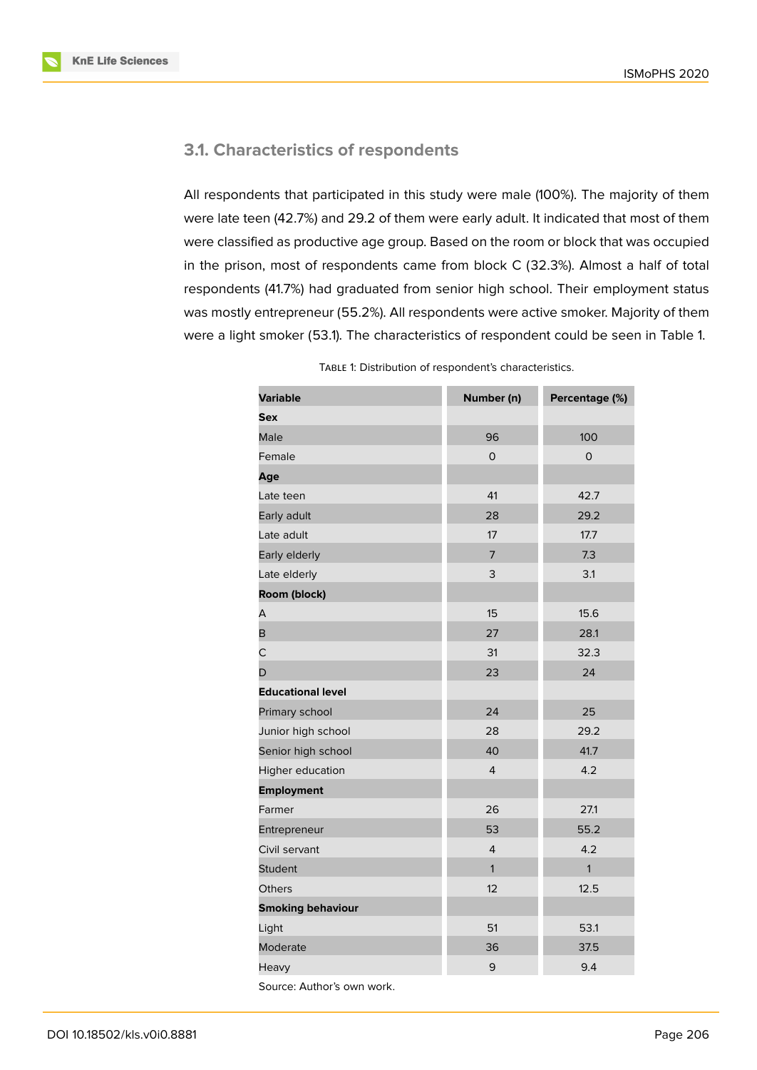### 3.1. Characteristics of respondents

All respondents that participated in this study were male (100%). The majority of them were late teen (42.7%) and 29.2 of them were early adult. It indicated that most of them were classified as productive age group. Based on the room or block that was occupied in the prison, most of respondents came from block C (32.3%). Almost a half of total respondents (41.7%) had graduated from senior high school. Their employment status was mostly entrepreneur (55.2%). All respondents were active smoker. Majority of them were a light smoker (53.1). The characteristics of respondent could be seen in Table 1.

Table 1: Distribution of respondent's characteristics.

| Variable | Number (n) | Percentage (%) |
|---|---|---|
| **Sex** | | |
| Male | 96 | 100 |
| Female | 0 | 0 |
| **Age** | | |
| Late teen | 41 | 42.7 |
| Early adult | 28 | 29.2 |
| Late adult | 17 | 17.7 |
| Early elderly | 7 | 7.3 |
| Late elderly | 3 | 3.1 |
| **Room (block)** | | |
| A | 15 | 15.6 |
| B | 27 | 28.1 |
| C | 31 | 32.3 |
| D | 23 | 24 |
| **Educational level** | | |
| Primary school | 24 | 25 |
| Junior high school | 28 | 29.2 |
| Senior high school | 40 | 41.7 |
| Higher education | 4 | 4.2 |
| **Employment** | | |
| Farmer | 26 | 27.1 |
| Entrepreneur | 53 | 55.2 |
| Civil servant | 4 | 4.2 |
| Student | 1 | 1 |
| Others | 12 | 12.5 |
| **Smoking behaviour** | | |
| Light | 51 | 53.1 |
| Moderate | 36 | 37.5 |
| Heavy | 9 | 9.4 |

Source: Author's own work.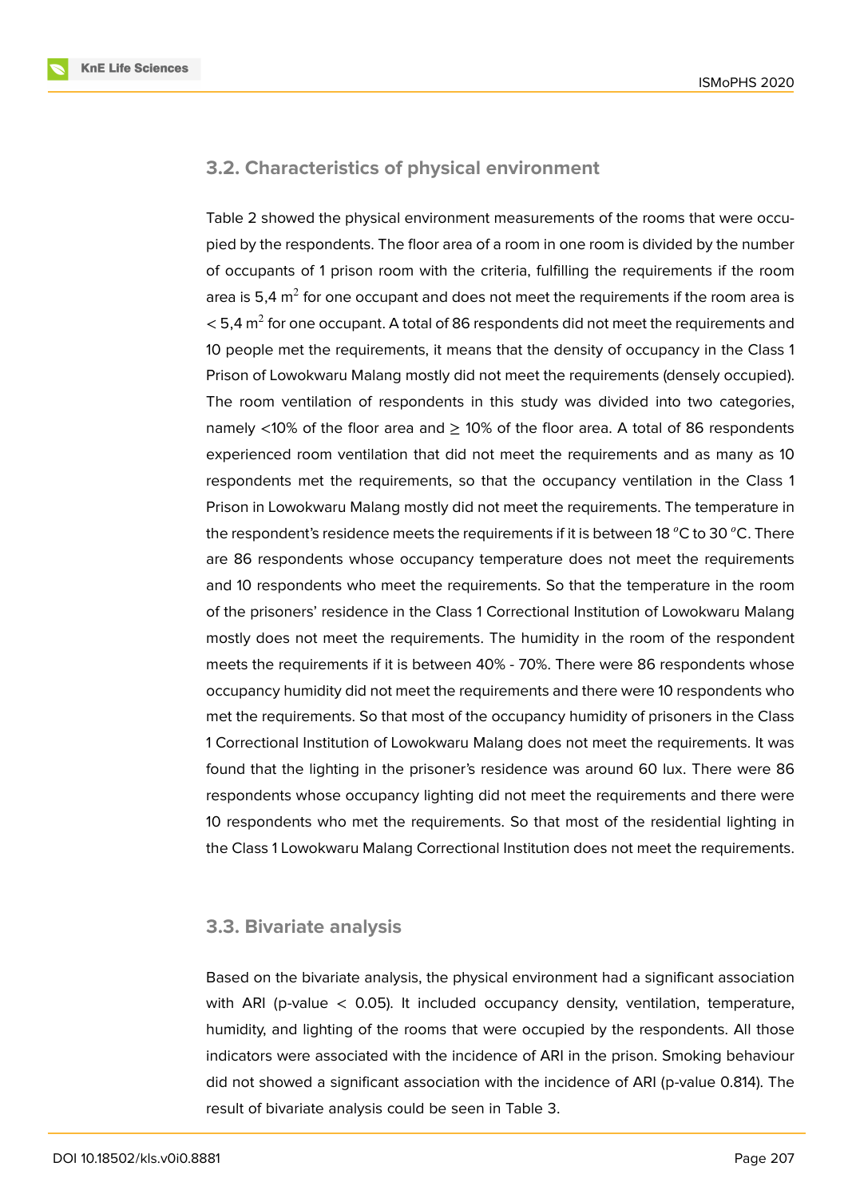### 3.2. Characteristics of physical environment

Table 2 showed the physical environment measurements of the rooms that were occupied by the respondents. The floor area of a room in one room is divided by the number of occupants of 1 prison room with the criteria, fulfilling the requirements if the room area is 5,4 $m^2$ for one occupant and does not meet the requirements if the room area is < 5,4 $m^2$ for one occupant. A total of 86 respondents did not meet the requirements and 10 people met the requirements, it means that the density of occupancy in the Class 1 Prison of Lowokwaru Malang mostly did not meet the requirements (densely occupied). The room ventilation of respondents in this study was divided into two categories, namely <10% of the floor area and ≥ 10% of the floor area. A total of 86 respondents experienced room ventilation that did not meet the requirements and as many as 10 respondents met the requirements, so that the occupancy ventilation in the Class 1 Prison in Lowokwaru Malang mostly did not meet the requirements. The temperature in the respondent's residence meets the requirements if it is between 18 $^oC$ to 30 $^oC$. There are 86 respondents whose occupancy temperature does not meet the requirements and 10 respondents who meet the requirements. So that the temperature in the room of the prisoners' residence in the Class 1 Correctional Institution of Lowokwaru Malang mostly does not meet the requirements. The humidity in the room of the respondent meets the requirements if it is between 40% - 70%. There were 86 respondents whose occupancy humidity did not meet the requirements and there were 10 respondents who met the requirements. So that most of the occupancy humidity of prisoners in the Class 1 Correctional Institution of Lowokwaru Malang does not meet the requirements. It was found that the lighting in the prisoner's residence was around 60 lux. There were 86 respondents whose occupancy lighting did not meet the requirements and there were 10 respondents who met the requirements. So that most of the residential lighting in the Class 1 Lowokwaru Malang Correctional Institution does not meet the requirements.

### 3.3. Bivariate analysis

Based on the bivariate analysis, the physical environment had a significant association with ARI (p-value < 0.05). It included occupancy density, ventilation, temperature, humidity, and lighting of the rooms that were occupied by the respondents. All those indicators were associated with the incidence of ARI in the prison. Smoking behaviour did not showed a significant association with the incidence of ARI (p-value 0.814). The result of bivariate analysis could be seen in Table 3.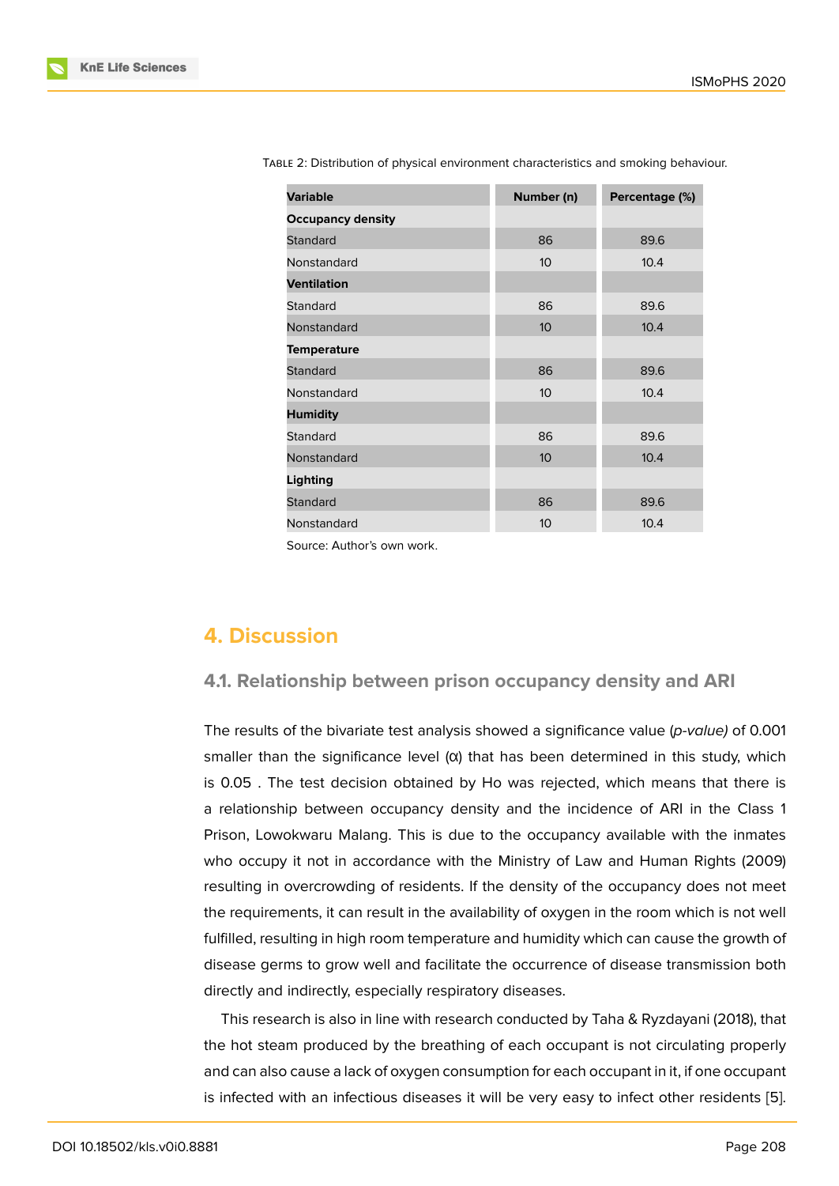Table 2: Distribution of physical environment characteristics and smoking behaviour.

| Variable | Number (n) | Percentage (%) |
|---|---|---|
| **Occupancy density** | | |
| Standard | 86 | 89.6 |
| Nonstandard | 10 | 10.4 |
| **Ventilation** | | |
| Standard | 86 | 89.6 |
| Nonstandard | 10 | 10.4 |
| **Temperature** | | |
| Standard | 86 | 89.6 |
| Nonstandard | 10 | 10.4 |
| **Humidity** | | |
| Standard | 86 | 89.6 |
| Nonstandard | 10 | 10.4 |
| **Lighting** | | |
| Standard | 86 | 89.6 |
| Nonstandard | 10 | 10.4 |

Source: Author's own work.

# 4. Discussion

## 4.1. Relationship between prison occupancy density and ARI

The results of the bivariate test analysis showed a significance value (*p-value)* of 0.001 smaller than the significance level (α) that has been determined in this study, which is 0.05 . The test decision obtained by Ho was rejected, which means that there is a relationship between occupancy density and the incidence of ARI in the Class 1 Prison, Lowokwaru Malang. This is due to the occupancy available with the inmates who occupy it not in accordance with the Ministry of Law and Human Rights (2009) resulting in overcrowding of residents. If the density of the occupancy does not meet the requirements, it can result in the availability of oxygen in the room which is not well fulfilled, resulting in high room temperature and humidity which can cause the growth of disease germs to grow well and facilitate the occurrence of disease transmission both directly and indirectly, especially respiratory diseases.

This research is also in line with research conducted by Taha & Ryzdayani (2018), that the hot steam produced by the breathing of each occupant is not circulating properly and can also cause a lack of oxygen consumption for each occupant in it, if one occupant is infected with an infectious diseases it will be very easy to infect other residents [5].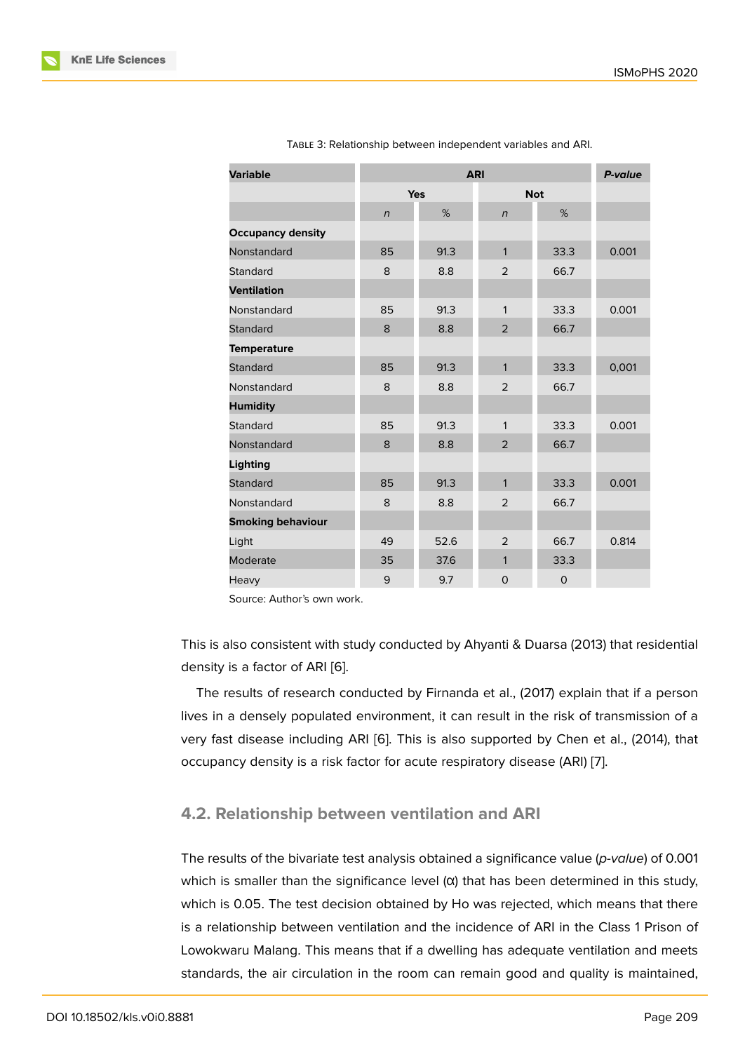Table 3: Relationship between independent variables and ARI.

| Variable | ARI | | | | *P-value* |
|---|---|---|---|---|---|
| | Yes | | Not | | |
| | *n* | % | *n* | % | |
| **Occupancy density** | | | | | |
| Nonstandard | 85 | 91.3 | 1 | 33.3 | 0.001 |
| Standard | 8 | 8.8 | 2 | 66.7 | |
| **Ventilation** | | | | | |
| Nonstandard | 85 | 91.3 | 1 | 33.3 | 0.001 |
| Standard | 8 | 8.8 | 2 | 66.7 | |
| **Temperature** | | | | | |
| Standard | 85 | 91.3 | 1 | 33.3 | 0,001 |
| Nonstandard | 8 | 8.8 | 2 | 66.7 | |
| **Humidity** | | | | | |
| Standard | 85 | 91.3 | 1 | 33.3 | 0.001 |
| Nonstandard | 8 | 8.8 | 2 | 66.7 | |
| **Lighting** | | | | | |
| Standard | 85 | 91.3 | 1 | 33.3 | 0.001 |
| Nonstandard | 8 | 8.8 | 2 | 66.7 | |
| **Smoking behaviour** | | | | | |
| Light | 49 | 52.6 | 2 | 66.7 | 0.814 |
| Moderate | 35 | 37.6 | 1 | 33.3 | |
| Heavy | 9 | 9.7 | 0 | 0 | |

Source: Author's own work.

This is also consistent with study conducted by Ahyanti & Duarsa (2013) that residential density is a factor of ARI [6].

The results of research conducted by Firnanda et al., (2017) explain that if a person lives in a densely populated environment, it can result in the risk of transmission of a very fast disease including ARI [6]. This is also supported by Chen et al., (2014), that occupancy density is a risk factor for acute respiratory disease (ARI) [7].

## 4.2. Relationship between ventilation and ARI

The results of the bivariate test analysis obtained a significance value (*p-value*) of 0.001 which is smaller than the significance level (α) that has been determined in this study, which is 0.05. The test decision obtained by Ho was rejected, which means that there is a relationship between ventilation and the incidence of ARI in the Class 1 Prison of Lowokwaru Malang. This means that if a dwelling has adequate ventilation and meets standards, the air circulation in the room can remain good and quality is maintained,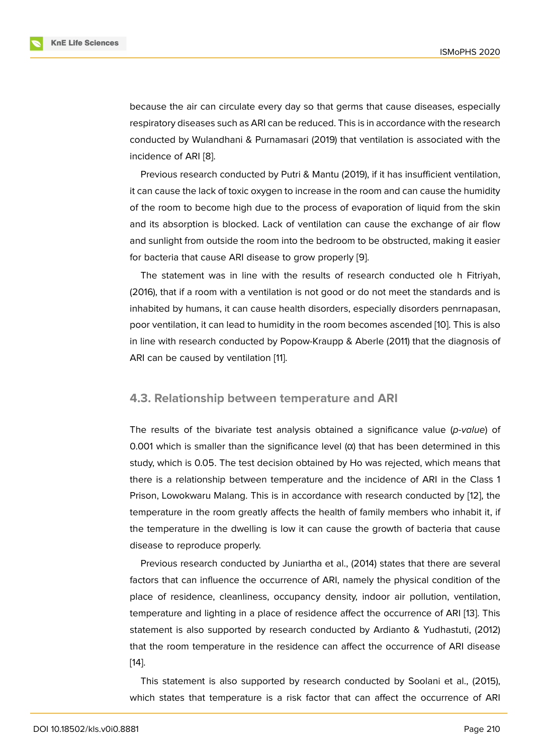because the air can circulate every day so that germs that cause diseases, especially respiratory diseases such as ARI can be reduced. This is in accordance with the research conducted by Wulandhani & Purnamasari (2019) that ventilation is associated with the incidence of ARI [8].

Previous research conducted by Putri & Mantu (2019), if it has insufficient ventilation, it can cause the lack of toxic oxygen to increase in the room and can cause the humidity of the room to become high due to the process of evaporation of liquid from the skin and its absorption is blocked. Lack of ventilation can cause the exchange of air flow and sunlight from outside the room into the bedroom to be obstructed, making it easier for bacteria that cause ARI disease to grow properly [9].

The statement was in line with the results of research conducted ole h Fitriyah, (2016), that if a room with a ventilation is not good or do not meet the standards and is inhabited by humans, it can cause health disorders, especially disorders penrnapasan, poor ventilation, it can lead to humidity in the room becomes ascended [10]. This is also in line with research conducted by Popow-Kraupp & Aberle (2011) that the diagnosis of ARI can be caused by ventilation [11].

### 4.3. Relationship between temperature and ARI

The results of the bivariate test analysis obtained a significance value (*p-value*) of 0.001 which is smaller than the significance level (α) that has been determined in this study, which is 0.05. The test decision obtained by Ho was rejected, which means that there is a relationship between temperature and the incidence of ARI in the Class 1 Prison, Lowokwaru Malang. This is in accordance with research conducted by [12], the temperature in the room greatly affects the health of family members who inhabit it, if the temperature in the dwelling is low it can cause the growth of bacteria that cause disease to reproduce properly.

Previous research conducted by Juniartha et al., (2014) states that there are several factors that can influence the occurrence of ARI, namely the physical condition of the place of residence, cleanliness, occupancy density, indoor air pollution, ventilation, temperature and lighting in a place of residence affect the occurrence of ARI [13]. This statement is also supported by research conducted by Ardianto & Yudhastuti, (2012) that the room temperature in the residence can affect the occurrence of ARI disease [14].

This statement is also supported by research conducted by Soolani et al., (2015), which states that temperature is a risk factor that can affect the occurrence of ARI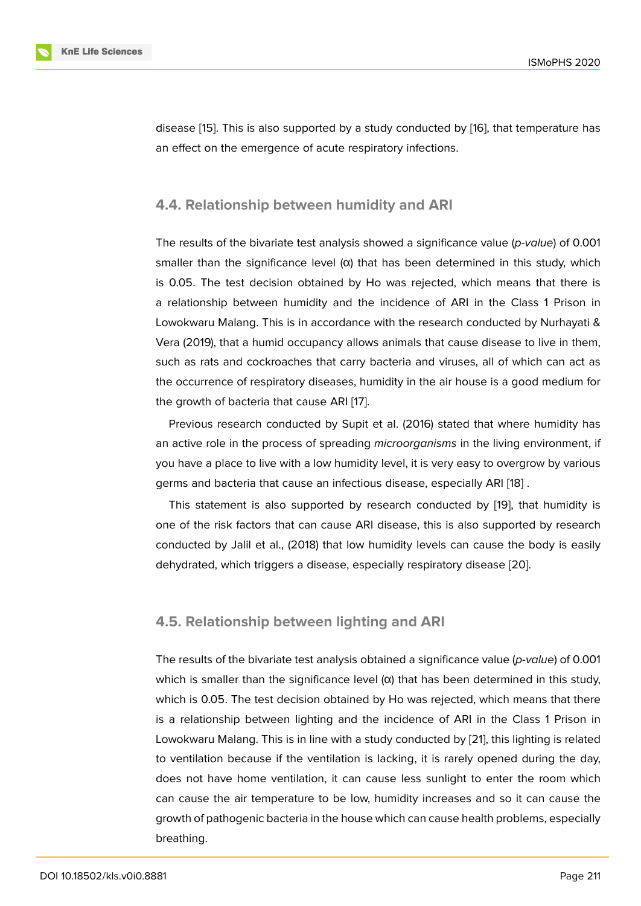disease [15]. This is also supported by a study conducted by [16], that temperature has an effect on the emergence of acute respiratory infections.

### 4.4. Relationship between humidity and ARI

The results of the bivariate test analysis showed a significance value (*p-value*) of 0.001 smaller than the significance level (α) that has been determined in this study, which is 0.05. The test decision obtained by Ho was rejected, which means that there is a relationship between humidity and the incidence of ARI in the Class 1 Prison in Lowokwaru Malang. This is in accordance with the research conducted by Nurhayati & Vera (2019), that a humid occupancy allows animals that cause disease to live in them, such as rats and cockroaches that carry bacteria and viruses, all of which can act as the occurrence of respiratory diseases, humidity in the air house is a good medium for the growth of bacteria that cause ARI [17].

Previous research conducted by Supit et al. (2016) stated that where humidity has an active role in the process of spreading *microorganisms* in the living environment, if you have a place to live with a low humidity level, it is very easy to overgrow by various germs and bacteria that cause an infectious disease, especially ARI [18] .

This statement is also supported by research conducted by [19], that humidity is one of the risk factors that can cause ARI disease, this is also supported by research conducted by Jalil et al., (2018) that low humidity levels can cause the body is easily dehydrated, which triggers a disease, especially respiratory disease [20].

### 4.5. Relationship between lighting and ARI

The results of the bivariate test analysis obtained a significance value (*p-value*) of 0.001 which is smaller than the significance level (α) that has been determined in this study, which is 0.05. The test decision obtained by Ho was rejected, which means that there is a relationship between lighting and the incidence of ARI in the Class 1 Prison in Lowokwaru Malang. This is in line with a study conducted by [21], this lighting is related to ventilation because if the ventilation is lacking, it is rarely opened during the day, does not have home ventilation, it can cause less sunlight to enter the room which can cause the air temperature to be low, humidity increases and so it can cause the growth of pathogenic bacteria in the house which can cause health problems, especially breathing.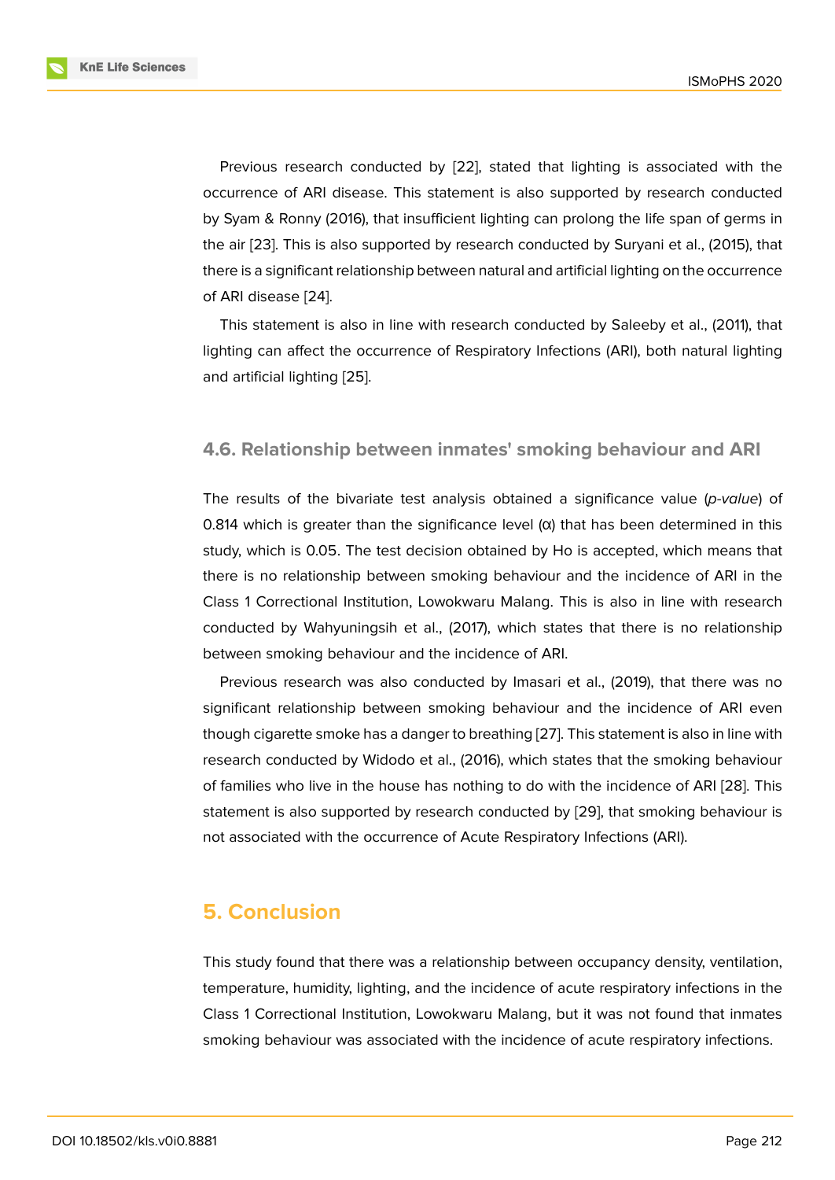Previous research conducted by [22], stated that lighting is associated with the occurrence of ARI disease. This statement is also supported by research conducted by Syam & Ronny (2016), that insufficient lighting can prolong the life span of germs in the air [23]. This is also supported by research conducted by Suryani et al., (2015), that there is a significant relationship between natural and artificial lighting on the occurrence of ARI disease [24].

This statement is also in line with research conducted by Saleeby et al., (2011), that lighting can affect the occurrence of Respiratory Infections (ARI), both natural lighting and artificial lighting [25].

### 4.6. Relationship between inmates' smoking behaviour and ARI

The results of the bivariate test analysis obtained a significance value (*p-value*) of 0.814 which is greater than the significance level (α) that has been determined in this study, which is 0.05. The test decision obtained by Ho is accepted, which means that there is no relationship between smoking behaviour and the incidence of ARI in the Class 1 Correctional Institution, Lowokwaru Malang. This is also in line with research conducted by Wahyuningsih et al., (2017), which states that there is no relationship between smoking behaviour and the incidence of ARI.

Previous research was also conducted by Imasari et al., (2019), that there was no significant relationship between smoking behaviour and the incidence of ARI even though cigarette smoke has a danger to breathing [27]. This statement is also in line with research conducted by Widodo et al., (2016), which states that the smoking behaviour of families who live in the house has nothing to do with the incidence of ARI [28]. This statement is also supported by research conducted by [29], that smoking behaviour is not associated with the occurrence of Acute Respiratory Infections (ARI).

## 5. Conclusion

This study found that there was a relationship between occupancy density, ventilation, temperature, humidity, lighting, and the incidence of acute respiratory infections in the Class 1 Correctional Institution, Lowokwaru Malang, but it was not found that inmates smoking behaviour was associated with the incidence of acute respiratory infections.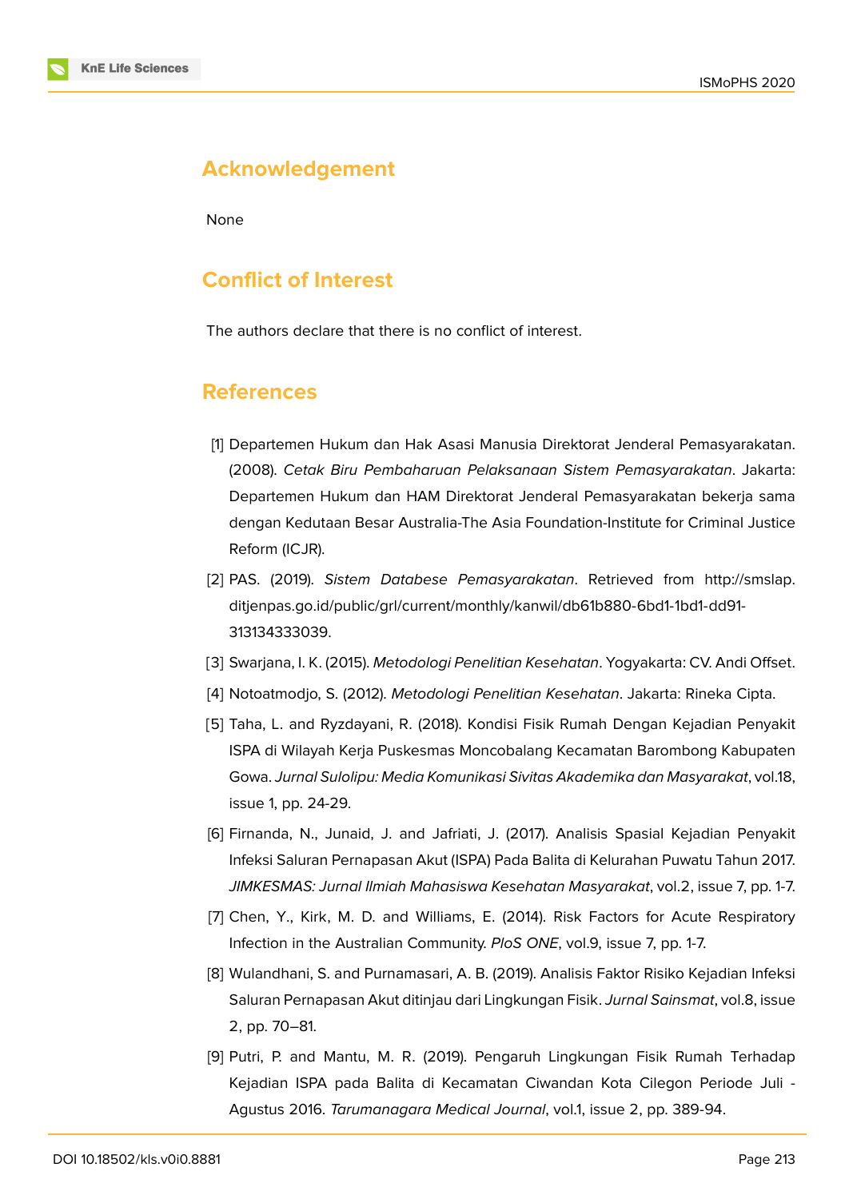## Acknowledgement

None

## Conflict of Interest

The authors declare that there is no conflict of interest.

## References

[1] Departemen Hukum dan Hak Asasi Manusia Direktorat Jenderal Pemasyarakatan. (2008). *Cetak Biru Pembaharuan Pelaksanaan Sistem Pemasyarakatan*. Jakarta: Departemen Hukum dan HAM Direktorat Jenderal Pemasyarakatan bekerja sama dengan Kedutaan Besar Australia-The Asia Foundation-Institute for Criminal Justice Reform (ICJR).

[2] PAS. (2019). *Sistem Databese Pemasyarakatan*. Retrieved from http://smslap.ditjenpas.go.id/public/grl/current/monthly/kanwil/db61b880-6bd1-1bd1-dd91-313134333039.

[3] Swarjana, I. K. (2015). *Metodologi Penelitian Kesehatan*. Yogyakarta: CV. Andi Offset.

[4] Notoatmodjo, S. (2012). *Metodologi Penelitian Kesehatan*. Jakarta: Rineka Cipta.

[5] Taha, L. and Ryzdayani, R. (2018). Kondisi Fisik Rumah Dengan Kejadian Penyakit ISPA di Wilayah Kerja Puskesmas Moncobalang Kecamatan Barombong Kabupaten Gowa. *Jurnal Sulolipu: Media Komunikasi Sivitas Akademika dan Masyarakat*, vol.18, issue 1, pp. 24-29.

[6] Firnanda, N., Junaid, J. and Jafriati, J. (2017). Analisis Spasial Kejadian Penyakit Infeksi Saluran Pernapasan Akut (ISPA) Pada Balita di Kelurahan Puwatu Tahun 2017. *JIMKESMAS: Jurnal Ilmiah Mahasiswa Kesehatan Masyarakat*, vol.2, issue 7, pp. 1-7.

[7] Chen, Y., Kirk, M. D. and Williams, E. (2014). Risk Factors for Acute Respiratory Infection in the Australian Community. *PloS ONE*, vol.9, issue 7, pp. 1-7.

[8] Wulandhani, S. and Purnamasari, A. B. (2019). Analisis Faktor Risiko Kejadian Infeksi Saluran Pernapasan Akut ditinjau dari Lingkungan Fisik. *Jurnal Sainsmat*, vol.8, issue 2, pp. 70–81.

[9] Putri, P. and Mantu, M. R. (2019). Pengaruh Lingkungan Fisik Rumah Terhadap Kejadian ISPA pada Balita di Kecamatan Ciwandan Kota Cilegon Periode Juli - Agustus 2016. *Tarumanagara Medical Journal*, vol.1, issue 2, pp. 389-94.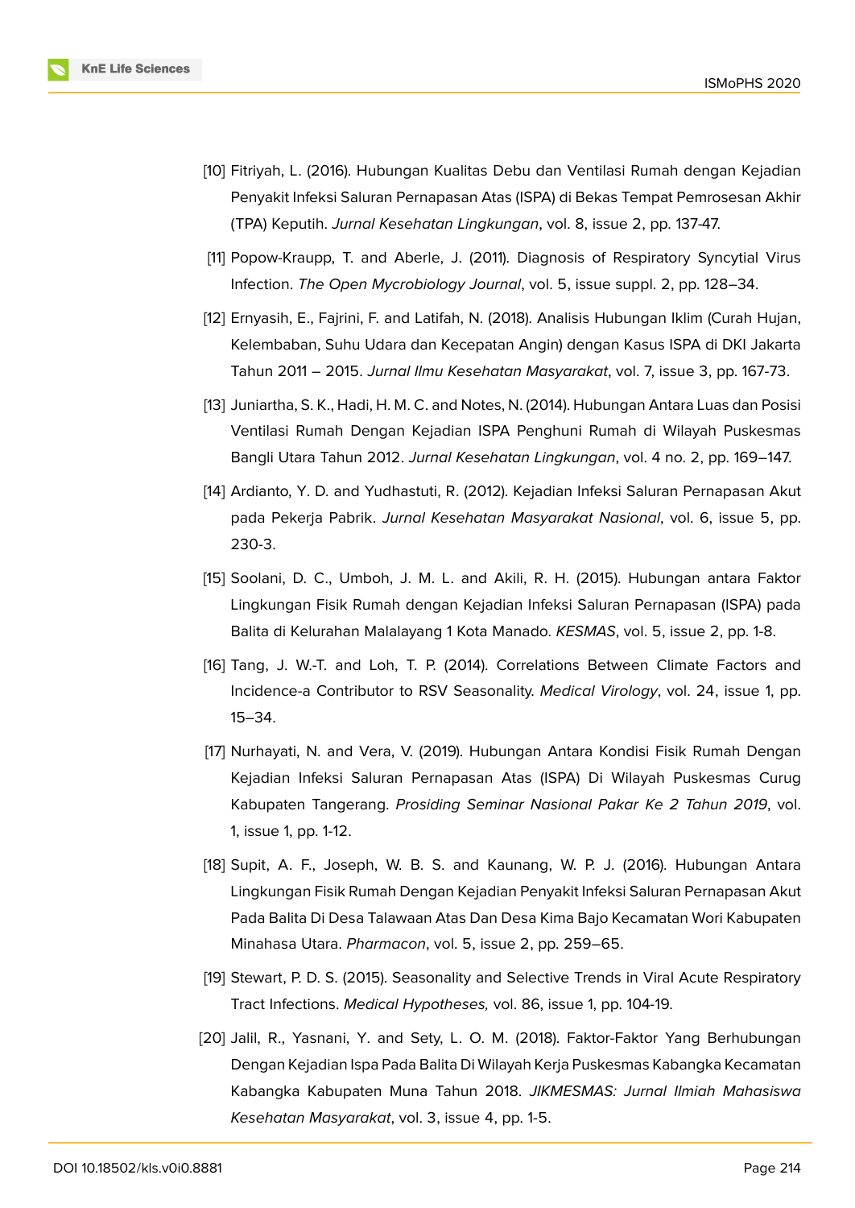[10] Fitriyah, L. (2016). Hubungan Kualitas Debu dan Ventilasi Rumah dengan Kejadian Penyakit Infeksi Saluran Pernapasan Atas (ISPA) di Bekas Tempat Pemrosesan Akhir (TPA) Keputih. *Jurnal Kesehatan Lingkungan*, vol. 8, issue 2, pp. 137-47.

[11] Popow-Kraupp, T. and Aberle, J. (2011). Diagnosis of Respiratory Syncytial Virus Infection. *The Open Mycrobiology Journal*, vol. 5, issue suppl. 2, pp. 128–34.

[12] Ernyasih, E., Fajrini, F. and Latifah, N. (2018). Analisis Hubungan Iklim (Curah Hujan, Kelembaban, Suhu Udara dan Kecepatan Angin) dengan Kasus ISPA di DKI Jakarta Tahun 2011 – 2015. *Jurnal Ilmu Kesehatan Masyarakat*, vol. 7, issue 3, pp. 167-73.

[13] Juniartha, S. K., Hadi, H. M. C. and Notes, N. (2014). Hubungan Antara Luas dan Posisi Ventilasi Rumah Dengan Kejadian ISPA Penghuni Rumah di Wilayah Puskesmas Bangli Utara Tahun 2012. *Jurnal Kesehatan Lingkungan*, vol. 4 no. 2, pp. 169–147.

[14] Ardianto, Y. D. and Yudhastuti, R. (2012). Kejadian Infeksi Saluran Pernapasan Akut pada Pekerja Pabrik. *Jurnal Kesehatan Masyarakat Nasional*, vol. 6, issue 5, pp. 230-3.

[15] Soolani, D. C., Umboh, J. M. L. and Akili, R. H. (2015). Hubungan antara Faktor Lingkungan Fisik Rumah dengan Kejadian Infeksi Saluran Pernapasan (ISPA) pada Balita di Kelurahan Malalayang 1 Kota Manado. *KESMAS*, vol. 5, issue 2, pp. 1-8.

[16] Tang, J. W.-T. and Loh, T. P. (2014). Correlations Between Climate Factors and Incidence-a Contributor to RSV Seasonality. *Medical Virology*, vol. 24, issue 1, pp. 15–34.

[17] Nurhayati, N. and Vera, V. (2019). Hubungan Antara Kondisi Fisik Rumah Dengan Kejadian Infeksi Saluran Pernapasan Atas (ISPA) Di Wilayah Puskesmas Curug Kabupaten Tangerang. *Prosiding Seminar Nasional Pakar Ke 2 Tahun 2019*, vol. 1, issue 1, pp. 1-12.

[18] Supit, A. F., Joseph, W. B. S. and Kaunang, W. P. J. (2016). Hubungan Antara Lingkungan Fisik Rumah Dengan Kejadian Penyakit Infeksi Saluran Pernapasan Akut Pada Balita Di Desa Talawaan Atas Dan Desa Kima Bajo Kecamatan Wori Kabupaten Minahasa Utara. *Pharmacon*, vol. 5, issue 2, pp. 259–65.

[19] Stewart, P. D. S. (2015). Seasonality and Selective Trends in Viral Acute Respiratory Tract Infections. *Medical Hypotheses,* vol. 86, issue 1, pp. 104-19.

[20] Jalil, R., Yasnani, Y. and Sety, L. O. M. (2018). Faktor-Faktor Yang Berhubungan Dengan Kejadian Ispa Pada Balita Di Wilayah Kerja Puskesmas Kabangka Kecamatan Kabangka Kabupaten Muna Tahun 2018. *JIKMESMAS: Jurnal Ilmiah Mahasiswa Kesehatan Masyarakat*, vol. 3, issue 4, pp. 1-5.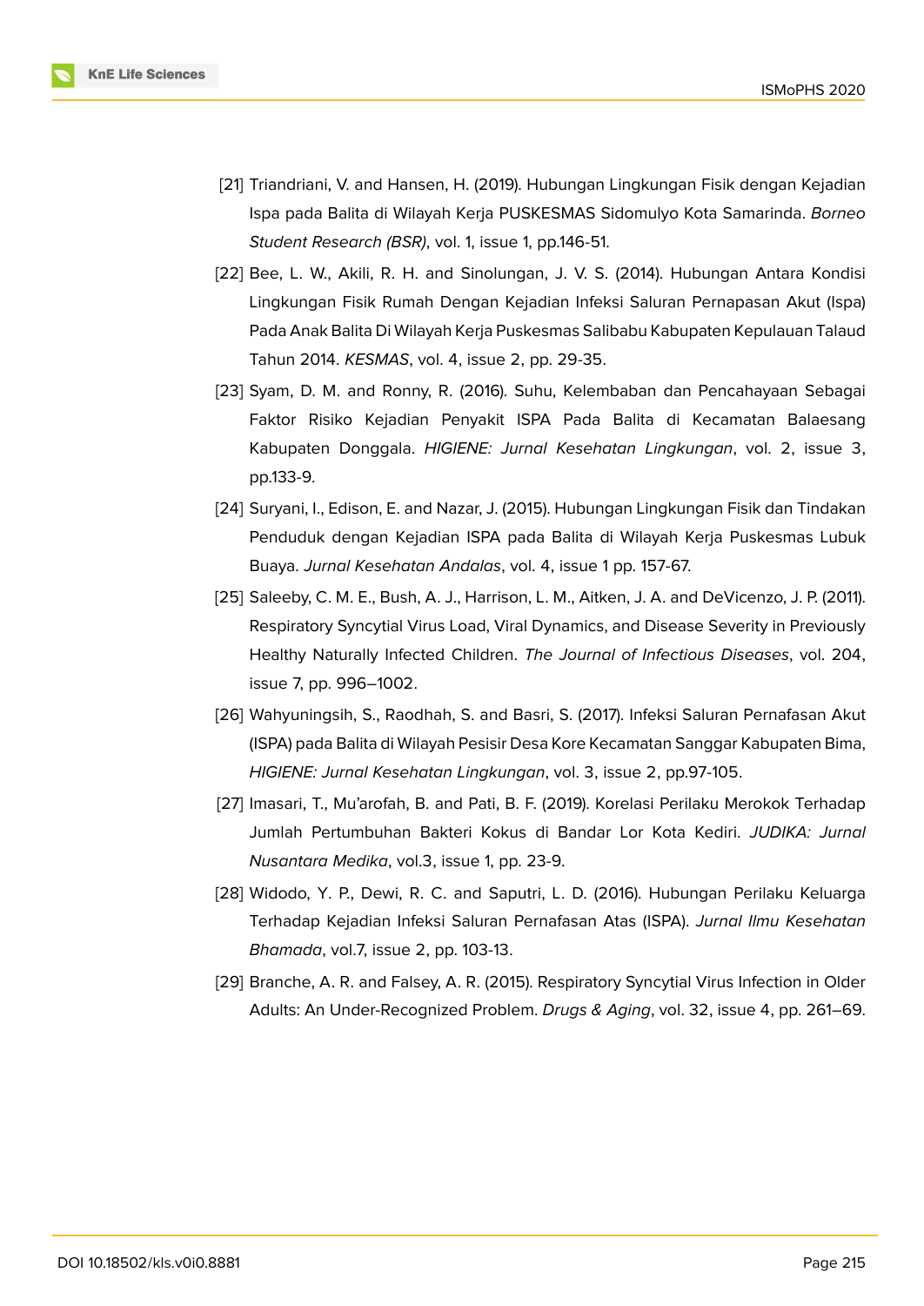[21] Triandriani, V. and Hansen, H. (2019). Hubungan Lingkungan Fisik dengan Kejadian Ispa pada Balita di Wilayah Kerja PUSKESMAS Sidomulyo Kota Samarinda. *Borneo Student Research (BSR)*, vol. 1, issue 1, pp.146-51.

[22] Bee, L. W., Akili, R. H. and Sinolungan, J. V. S. (2014). Hubungan Antara Kondisi Lingkungan Fisik Rumah Dengan Kejadian Infeksi Saluran Pernapasan Akut (Ispa) Pada Anak Balita Di Wilayah Kerja Puskesmas Salibabu Kabupaten Kepulauan Talaud Tahun 2014. *KESMAS*, vol. 4, issue 2, pp. 29-35.

[23] Syam, D. M. and Ronny, R. (2016). Suhu, Kelembaban dan Pencahayaan Sebagai Faktor Risiko Kejadian Penyakit ISPA Pada Balita di Kecamatan Balaesang Kabupaten Donggala. *HIGIENE: Jurnal Kesehatan Lingkungan*, vol. 2, issue 3, pp.133-9.

[24] Suryani, I., Edison, E. and Nazar, J. (2015). Hubungan Lingkungan Fisik dan Tindakan Penduduk dengan Kejadian ISPA pada Balita di Wilayah Kerja Puskesmas Lubuk Buaya. *Jurnal Kesehatan Andalas*, vol. 4, issue 1 pp. 157-67.

[25] Saleeby, C. M. E., Bush, A. J., Harrison, L. M., Aitken, J. A. and DeVicenzo, J. P. (2011). Respiratory Syncytial Virus Load, Viral Dynamics, and Disease Severity in Previously Healthy Naturally Infected Children. *The Journal of Infectious Diseases*, vol. 204, issue 7, pp. 996–1002.

[26] Wahyuningsih, S., Raodhah, S. and Basri, S. (2017). Infeksi Saluran Pernafasan Akut (ISPA) pada Balita di Wilayah Pesisir Desa Kore Kecamatan Sanggar Kabupaten Bima, *HIGIENE: Jurnal Kesehatan Lingkungan*, vol. 3, issue 2, pp.97-105.

[27] Imasari, T., Mu'arofah, B. and Pati, B. F. (2019). Korelasi Perilaku Merokok Terhadap Jumlah Pertumbuhan Bakteri Kokus di Bandar Lor Kota Kediri. *JUDIKA: Jurnal Nusantara Medika*, vol.3, issue 1, pp. 23-9.

[28] Widodo, Y. P., Dewi, R. C. and Saputri, L. D. (2016). Hubungan Perilaku Keluarga Terhadap Kejadian Infeksi Saluran Pernafasan Atas (ISPA). *Jurnal Ilmu Kesehatan Bhamada*, vol.7, issue 2, pp. 103-13.

[29] Branche, A. R. and Falsey, A. R. (2015). Respiratory Syncytial Virus Infection in Older Adults: An Under-Recognized Problem. *Drugs & Aging*, vol. 32, issue 4, pp. 261–69.